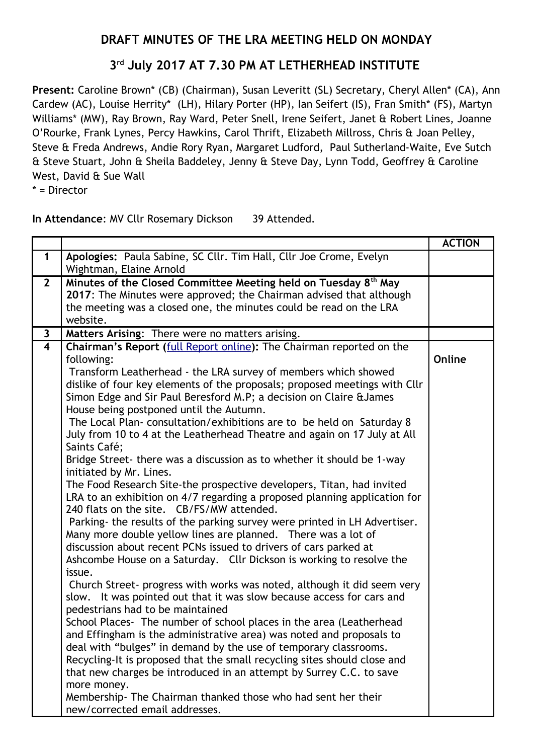# DRAFT MINUTES OF THE LRA MEETING HELD ON MONDAY

## 3rd July 2017 AT 7.30 PM AT LETHERHEAD INSTITUTE

**Present:** Caroline Brown* (CB) (Chairman), Susan Leveritt (SL) Secretary, Cheryl Allen* (CA), Ann Cardew (AC), Louise Herrity* (LH), Hilary Porter (HP), Ian Seifert (IS), Fran Smith* (FS), Martyn Williams* (MW), Ray Brown, Ray Ward, Peter Snell, Irene Seifert, Janet & Robert Lines, Joanne O'Rourke, Frank Lynes, Percy Hawkins, Carol Thrift, Elizabeth Millross, Chris & Joan Pelley, Steve & Freda Andrews, Andie Rory Ryan, Margaret Ludford, Paul Sutherland-Waite, Eve Sutch & Steve Stuart, John & Sheila Baddeley, Jenny & Steve Day, Lynn Todd, Geoffrey & Caroline West, David & Sue Wall

\* = Director

**In Attendance**: MV Cllr Rosemary Dickson 39 Attended.

| | | **ACTION** |
|---|---|---|
| **1** | **Apologies:** Paula Sabine, SC Cllr. Tim Hall, Cllr Joe Crome, Evelyn Wightman, Elaine Arnold | |
| **2** | **Minutes of the Closed Committee Meeting held on Tuesday 8th May 2017**: The Minutes were approved; the Chairman advised that although the meeting was a closed one, the minutes could be read on the LRA website. | |
| **3** | **Matters Arising**: There were no matters arising. | |
| **4** | **Chairman's Report (full Report online):** The Chairman reported on the following:<br>Transform Leatherhead - the LRA survey of members which showed dislike of four key elements of the proposals; proposed meetings with Cllr Simon Edge and Sir Paul Beresford M.P; a decision on Claire &James House being postponed until the Autumn.<br>The Local Plan- consultation/exhibitions are to be held on Saturday 8 July from 10 to 4 at the Leatherhead Theatre and again on 17 July at All Saints Café;<br>Bridge Street- there was a discussion as to whether it should be 1-way initiated by Mr. Lines.<br>The Food Research Site-the prospective developers, Titan, had invited LRA to an exhibition on 4/7 regarding a proposed planning application for 240 flats on the site. CB/FS/MW attended.<br>Parking- the results of the parking survey were printed in LH Advertiser. Many more double yellow lines are planned. There was a lot of discussion about recent PCNs issued to drivers of cars parked at Ashcombe House on a Saturday. Cllr Dickson is working to resolve the issue.<br>Church Street- progress with works was noted, although it did seem very slow. It was pointed out that it was slow because access for cars and pedestrians had to be maintained<br>School Places- The number of school places in the area (Leatherhead and Effingham is the administrative area) was noted and proposals to deal with "bulges" in demand by the use of temporary classrooms.<br>Recycling-It is proposed that the small recycling sites should close and that new charges be introduced in an attempt by Surrey C.C. to save more money.<br>Membership- The Chairman thanked those who had sent her their new/corrected email addresses. | **Online** |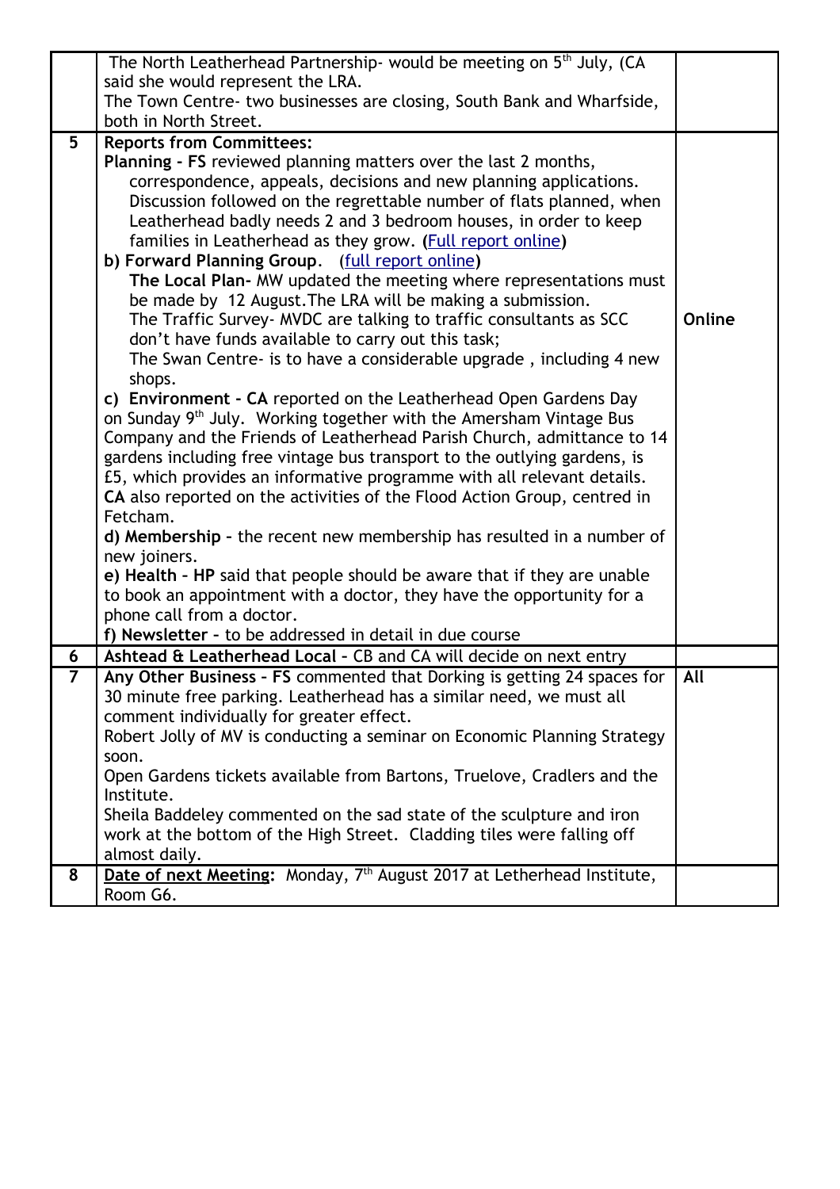| | | |
|---|---|---|
| | The North Leatherhead Partnership- would be meeting on 5th July, (CA said she would represent the LRA.<br>The Town Centre- two businesses are closing, South Bank and Wharfside, both in North Street. | |
| 5 | **Reports from Committees:**<br>**Planning - FS** reviewed planning matters over the last 2 months, correspondence, appeals, decisions and new planning applications. Discussion followed on the regrettable number of flats planned, when Leatherhead badly needs 2 and 3 bedroom houses, in order to keep families in Leatherhead as they grow. **(**Full report online**)**<br>**b) Forward Planning Group**. (full report online**)**<br>**The Local Plan-** MW updated the meeting where representations must be made by 12 August.The LRA will be making a submission.<br>The Traffic Survey- MVDC are talking to traffic consultants as SCC don't have funds available to carry out this task;<br>The Swan Centre- is to have a considerable upgrade , including 4 new shops.<br>**c) Environment - CA** reported on the Leatherhead Open Gardens Day on Sunday 9th July. Working together with the Amersham Vintage Bus Company and the Friends of Leatherhead Parish Church, admittance to 14 gardens including free vintage bus transport to the outlying gardens, is £5, which provides an informative programme with all relevant details.<br>**CA** also reported on the activities of the Flood Action Group, centred in Fetcham.<br>**d) Membership -** the recent new membership has resulted in a number of new joiners.<br>**e) Health - HP** said that people should be aware that if they are unable to book an appointment with a doctor, they have the opportunity for a phone call from a doctor.<br>**f) Newsletter -** to be addressed in detail in due course | **Online** |
| 6 | **Ashtead & Leatherhead Local -** CB and CA will decide on next entry | |
| 7 | **Any Other Business - FS** commented that Dorking is getting 24 spaces for 30 minute free parking. Leatherhead has a similar need, we must all comment individually for greater effect.<br>Robert Jolly of MV is conducting a seminar on Economic Planning Strategy soon.<br>Open Gardens tickets available from Bartons, Truelove, Cradlers and the Institute.<br>Sheila Baddeley commented on the sad state of the sculpture and iron work at the bottom of the High Street. Cladding tiles were falling off almost daily. | **All** |
| 8 | **Date of next Meeting:** Monday, 7th August 2017 at Letherhead Institute, Room G6. | |